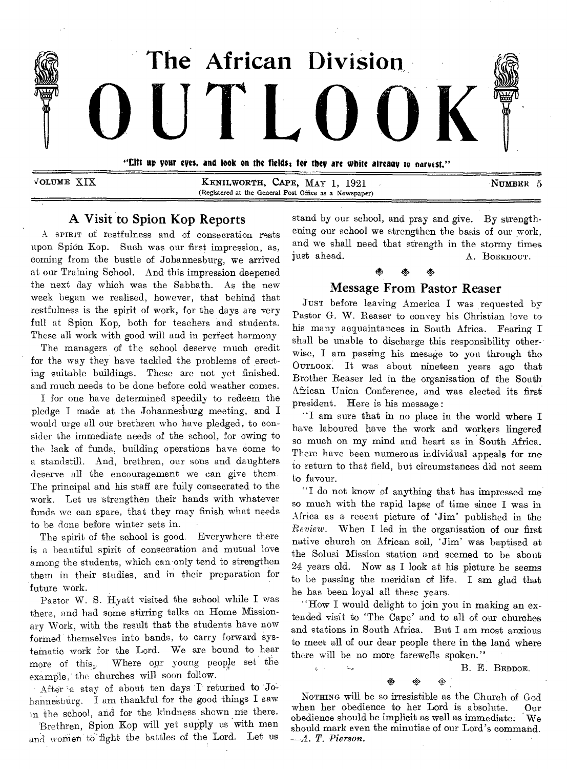# The African Division OUTLOOK

"Lift up your eyes, and look on the fields; for they are white already to harvest."

VOLUME XIX — KENILWORTH, CAPE, MAY 1, 1921 — NUMBER 5

(Registered at the General Post Office as a Newspaper)

## A Visit to Spion Kop Reports

A SPIRIT of restfulness and of consecration rests upon Spion Kop. Such was our first impression, as, coming from the bustle of Johannesburg, we arrived at our Training School. And this impression deepened the next day which was the Sabbath. As the new week began we realised, however, that behind that restfulness is the spirit of work, for the days are very full at Spion Kop, both for teachers and students. These all work with good will and in perfect harmony

The managers of the school deserve much credit for the way they have tackled the problems of erecting suitable buildings. These are not yet finished. and much needs to be done before cold weather comes.

I for one have determined speedily to redeem the pledge I made at the Johannesburg meeting, and I would urge all our brethren who have pledged, to consider the immediate needs of the school, for owing to the lack of funds, building operations have come to a standstill. And, brethren, our sons and daughters deserve all the encouragement we can give them. The principal and his staff are fully consecrated to the work. Let us strengthen their hands with whatever funds we can spare, that they may finish what needs to be done before winter sets in.

The spirit of the school is good. Everywhere there is a beautiful spirit of consecration and mutual love among the students, which can only tend to strengthen them in their studies, and in their preparation for future work.

Pastor W. S. Hyatt visited the school while I was there, and had some stirring talks on Home Missionary Work, with the result that the students have now formed themselves into bands, to carry forward systematic work for the Lord. We are bound to hear more of this. Where our young people set the example, the churches will soon follow.

After a stay of about ten days I returned to Johannesburg. I am thankful for the good things I saw in the school, and for the kindness shown me there.

Brethren, Spion Kop will yet supply us with men and women to fight the battles of the Lord. Let us stand by our school, and pray and give. By strengthening our school we strengthen the basis of our work, and we shall need that strength in the stormy times just ahead.

A. BOEKHOUT.

## Message From Pastor Reaser

JUST before leaving America I was requested by Pastor G. W. Reaser to convey his Christian love to his many acquaintances in South Africa. Fearing I shall be unable to discharge this responsibility otherwise, I am passing his mesage to you through the OUTLOOK. It was about nineteen years ago that Brother Reaser led in the organisation of the South African Union Conference, and was elected its first president. Here is his message:

"I am sure that in no place in the world where I have laboured have the work and workers lingered so much on my mind and heart as in South Africa. There have been numerous individual appeals for me to return to that field, but circumstances did not seem to favour.

"I do not know of anything that has impressed me so much with the rapid lapse of time since I was in Africa as a recent picture of 'Jim' published in the *Review*. When I led in the organisation of our first native church on African soil, 'Jim' was baptised at the Solusi Mission station and seemed to be about 24 years old. Now as I look at his picture he seems to be passing the meridian of life. I am glad that he has been loyal all these years.

"How I would delight to join you in making an extended visit to 'The Cape' and to all of our churches and stations in South Africa. But I am most anxious to meet all of our dear people there in the land where there will be no more farewells spoken."

B. E. BEDDOE.

NOTHING will be so irresistible as the Church of God when her obedience to her Lord is absolute. Our obedience should be implicit as well as immediate. We should mark even the minutiae of our Lord's command. —*A. T. Pierson.*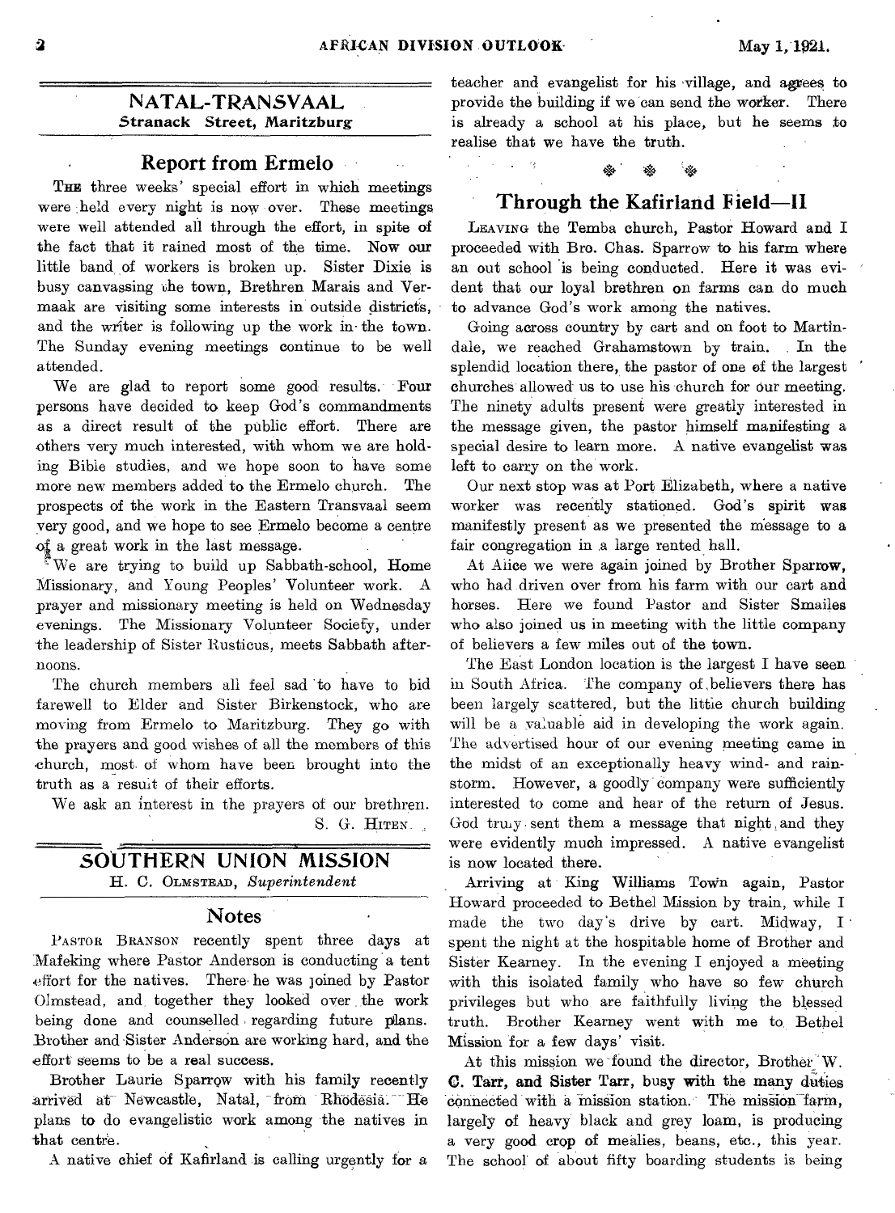## NATAL-TRANSVAAL
**Stranack Street, Maritzburg**

### Report from Ermelo

THE three weeks' special effort in which meetings were held every night is now over. These meetings were well attended all through the effort, in spite of the fact that it rained most of the time. Now our little band of workers is broken up. Sister Dixie is busy canvassing the town, Brethren Marais and Vermaak are visiting some interests in outside districts, and the writer is following up the work in the town. The Sunday evening meetings continue to be well attended.

We are glad to report some good results. Four persons have decided to keep God's commandments as a direct result of the public effort. There are others very much interested, with whom we are holding Bible studies, and we hope soon to have some more new members added to the Ermelo church. The prospects of the work in the Eastern Transvaal seem very good, and we hope to see Ermelo become a centre of a great work in the last message.

We are trying to build up Sabbath-school, Home Missionary, and Young Peoples' Volunteer work. A prayer and missionary meeting is held on Wednesday evenings. The Missionary Volunteer Society, under the leadership of Sister Rusticus, meets Sabbath afternoons.

The church members all feel sad to have to bid farewell to Elder and Sister Birkenstock, who are moving from Ermelo to Maritzburg. They go with the prayers and good wishes of all the members of this church, most of whom have been brought into the truth as a result of their efforts.

We ask an interest in the prayers of our brethren.

S. G. HITEN.

## SOUTHERN UNION MISSION
H. C. OLMSTEAD, *Superintendent*

### Notes

PASTOR BRANSON recently spent three days at Mafeking where Pastor Anderson is conducting a tent effort for the natives. There he was joined by Pastor Olmstead, and together they looked over the work being done and counselled regarding future plans. Brother and Sister Anderson are working hard, and the effort seems to be a real success.

Brother Laurie Sparrow with his family recently arrived at Newcastle, Natal, from Rhodesia. He plans to do evangelistic work among the natives in that centre.

A native chief of Kafirland is calling urgently for a teacher and evangelist for his village, and agrees to provide the building if we can send the worker. There is already a school at his place, but he seems to realise that we have the truth.

### Through the Kafirland Field—II

LEAVING the Temba church, Pastor Howard and I proceeded with Bro. Chas. Sparrow to his farm where an out school is being conducted. Here it was evident that our loyal brethren on farms can do much to advance God's work among the natives.

Going across country by cart and on foot to Martindale, we reached Grahamstown by train. In the splendid location there, the pastor of one of the largest churches allowed us to use his church for our meeting. The ninety adults present were greatly interested in the message given, the pastor himself manifesting a special desire to learn more. A native evangelist was left to carry on the work.

Our next stop was at Port Elizabeth, where a native worker was recently stationed. God's spirit was manifestly present as we presented the message to a fair congregation in a large rented hall.

At Alice we were again joined by Brother Sparrow, who had driven over from his farm with our cart and horses. Here we found Pastor and Sister Smailes who also joined us in meeting with the little company of believers a few miles out of the town.

The East London location is the largest I have seen in South Africa. The company of believers there has been largely scattered, but the little church building will be a valuable aid in developing the work again. The advertised hour of our evening meeting came in the midst of an exceptionally heavy wind- and rainstorm. However, a goodly company were sufficiently interested to come and hear of the return of Jesus. God truly sent them a message that night and they were evidently much impressed. A native evangelist is now located there.

Arriving at King Williams Town again, Pastor Howard proceeded to Bethel Mission by train, while I made the two day's drive by cart. Midway, I spent the night at the hospitable home of Brother and Sister Kearney. In the evening I enjoyed a meeting with this isolated family who have so few church privileges but who are faithfully living the blessed truth. Brother Kearney went with me to Bethel Mission for a few days' visit.

At this mission we found the director, Brother W. C. Tarr, and Sister Tarr, busy with the many duties connected with a mission station. The mission farm, largely of heavy black and grey loam, is producing a very good crop of mealies, beans, etc., this year. The school of about fifty boarding students is being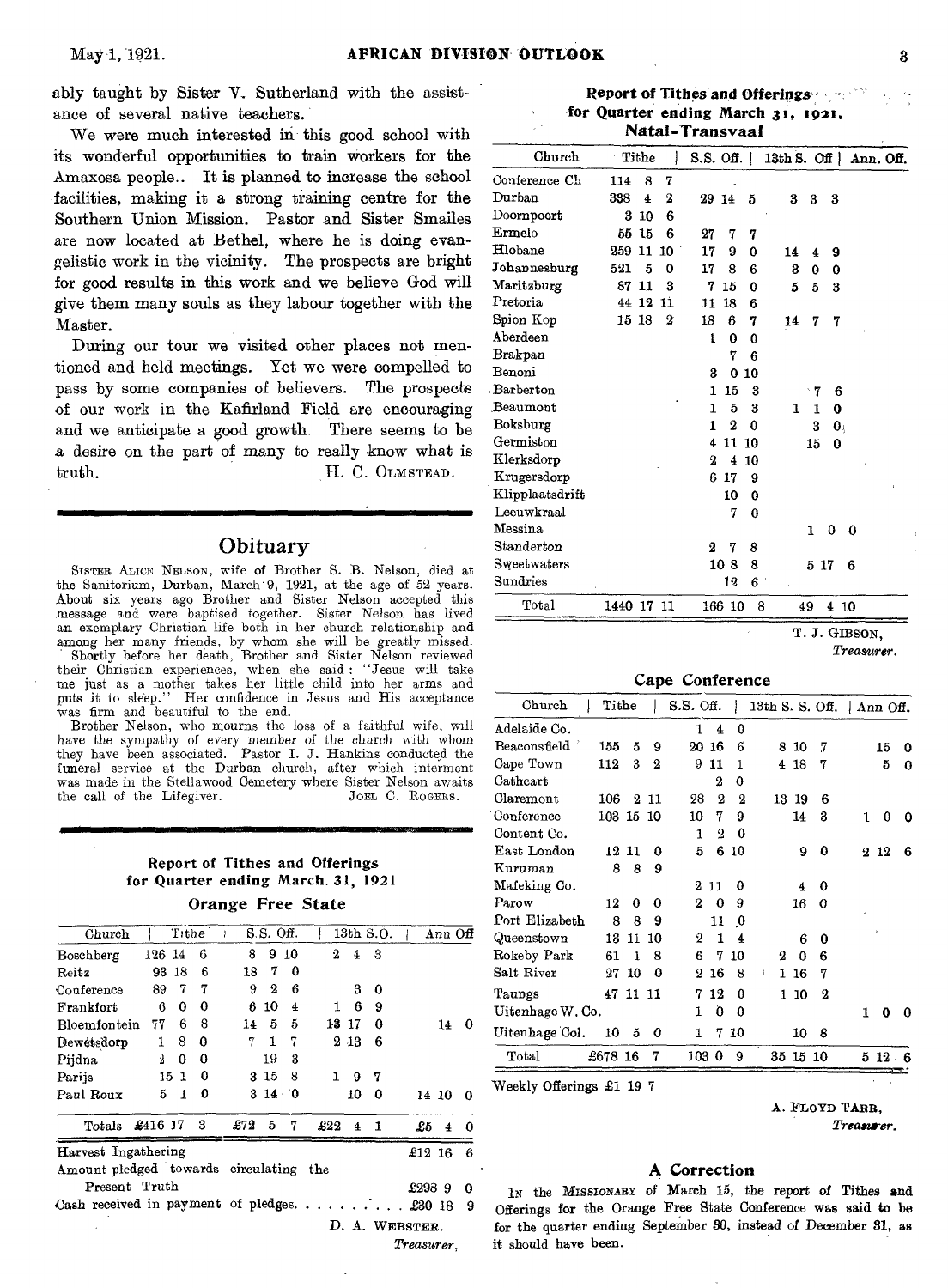ably taught by Sister V. Sutherland with the assistance of several native teachers.

We were much interested in this good school with its wonderful opportunities to train workers for the Amaxosa people.. It is planned to increase the school facilities, making it a strong training centre for the Southern Union Mission. Pastor and Sister Smailes are now located at Bethel, where he is doing evangelistic work in the vicinity. The prospects are bright for good results in this work and we believe God will give them many souls as they labour together with the Master.

During our tour we visited other places not mentioned and held meetings. Yet we were compelled to pass by some companies of believers. The prospects of our work in the Kafirland Field are encouraging and we anticipate a good growth. There seems to be a desire on the part of many to really know what is truth.

H. C. OLMSTEAD.

## Obituary

SISTER ALICE NELSON, wife of Brother S. B. Nelson, died at the Sanitorium, Durban, March 9, 1921, at the age of 52 years. About six years ago Brother and Sister Nelson accepted this message and were baptised together. Sister Nelson has lived an exemplary Christian life both in her church relationship and among her many friends, by whom she will be greatly missed. Shortly before her death, Brother and Sister Nelson reviewed their Christian experiences, when she said: "Jesus will take me just as a mother takes her little child into her arms and puts it to sleep." Her confidence in Jesus and His acceptance was firm and beautiful to the end.

Brother Nelson, who mourns the loss of a faithful wife, will have the sympathy of every member of the church with whom they have been associated. Pastor I. J. Hankins conducted the funeral service at the Durban church, after which interment was made in the Stellawood Cemetery where Sister Nelson awaits the call of the Lifegiver.

JOEL C. ROGERS.

### Report of Tithes and Offerings for Quarter ending March 31, 1921

#### Orange Free State

| Church | Tithe | S.S. Off. | 13th S.O. | Ann Off |
|---|---|---|---|---|
| Boschberg | 126 14 6 | 8 9 10 | 2 4 3 | |
| Reitz | 93 18 6 | 18 7 0 | | |
| Conference | 89 7 7 | 9 2 6 | 3 0 | |
| Frankfort | 6 0 0 | 6 10 4 | 1 6 9 | |
| Bloemfontein | 77 6 8 | 14 5 5 | 13 17 0 | 14 0 |
| Dewetsdorp | 1 8 0 | 7 1 7 | 2 13 6 | |
| Pijdna | 2 0 0 | 19 3 | | |
| Parijs | 15 1 0 | 3 15 8 | 1 9 7 | |
| Paul Roux | 5 1 0 | 3 14 0 | 10 0 | 14 10 0 |
| Totals | £416 17 3 | £72 5 7 | £22 4 1 | £5 4 0 |

Harvest Ingathering £12 16 6

Amount pledged towards circulating the Present Truth £298 9 0

Cash received in payment of pledges. . . . . . . . . £30 18 9

D. A. WEBSTER,
*Treasurer*.

### Report of Tithes and Offerings for Quarter ending March 31, 1921.

#### Natal-Transvaal

| Church | Tithe | S.S. Off. | 13th S. Off | Ann. Off. |
|---|---|---|---|---|
| Conference Ch | 114 8 7 | | | |
| Durban | 338 4 2 | 29 14 5 | 3 3 3 | |
| Doornpoort | 3 10 6 | | | |
| Ermelo | 55 15 6 | 27 7 7 | | |
| Hlobane | 259 11 10 | 17 9 0 | 14 4 9 | |
| Johannesburg | 521 5 0 | 17 8 6 | 3 0 0 | |
| Maritzburg | 87 11 3 | 7 15 0 | 5 5 3 | |
| Pretoria | 44 12 11 | 11 18 6 | | |
| Spion Kop | 15 18 2 | 18 6 7 | 14 7 7 | |
| Aberdeen | | 1 0 0 | | |
| Brakpan | | 7 6 | | |
| Benoni | | 3 0 10 | | |
| Barberton | | 1 15 3 | 7 6 | |
| Beaumont | | 1 5 3 | 1 1 0 | |
| Boksburg | | 1 2 0 | 3 0 | |
| Germiston | | 4 11 10 | 15 0 | |
| Klerksdorp | | 2 4 10 | | |
| Krugersdorp | | 6 17 9 | | |
| Klipplaatsdrift | | 10 0 | | |
| Leeuwkraal | | 7 0 | | |
| Messina | | | 1 0 0 | |
| Standerton | | 2 7 8 | | |
| Sweetwaters | | 10 8 8 | 5 17 6 | |
| Sundries | | 12 6 | | |
| Total | 1440 17 11 | 166 10 8 | 49 4 10 | |

T. J. GIBSON,
*Treasurer*.

#### Cape Conference

| Church | Tithe | S.S. Off. | 13th S. S. Off. | Ann Off. |
|---|---|---|---|---|
| Adelaide Co. | | 1 4 0 | | |
| Beaconsfield | 155 5 9 | 20 16 6 | 8 10 7 | 15 0 |
| Cape Town | 112 3 2 | 9 11 1 | 4 18 7 | 5 0 |
| Cathcart | | 2 0 | | |
| Claremont | 106 2 11 | 28 2 2 | 13 19 6 | |
| Conference | 103 15 10 | 10 7 9 | 14 3 | 1 0 0 |
| Content Co. | | 1 2 0 | | |
| East London | 12 11 0 | 5 6 10 | 9 0 | 2 12 6 |
| Kuruman | 8 8 9 | | | |
| Mafeking Co. | | 2 11 0 | 4 0 | |
| Parow | 12 0 0 | 2 0 9 | 16 0 | |
| Port Elizabeth | 8 8 9 | 11 0 | | |
| Queenstown | 13 11 10 | 2 1 4 | 6 0 | |
| Rokeby Park | 61 1 8 | 6 7 10 | 2 0 6 | |
| Salt River | 27 10 0 | 2 16 8 | 1 16 7 | |
| Taungs | 47 11 11 | 7 12 0 | 1 10 2 | |
| Uitenhage W. Co. | | 1 0 0 | | 1 0 0 |
| Uitenhage Col. | 10 5 0 | 1 7 10 | 10 8 | |
| Total | £678 16 7 | 103 0 9 | 35 15 10 | 5 12 6 |

Weekly Offerings £1 19 7

A. FLOYD TARR,
*Treasurer*.

### A Correction

IN the MISSIONARY of March 15, the report of Tithes and Offerings for the Orange Free State Conference was said to be for the quarter ending September 30, instead of December 31, as it should have been.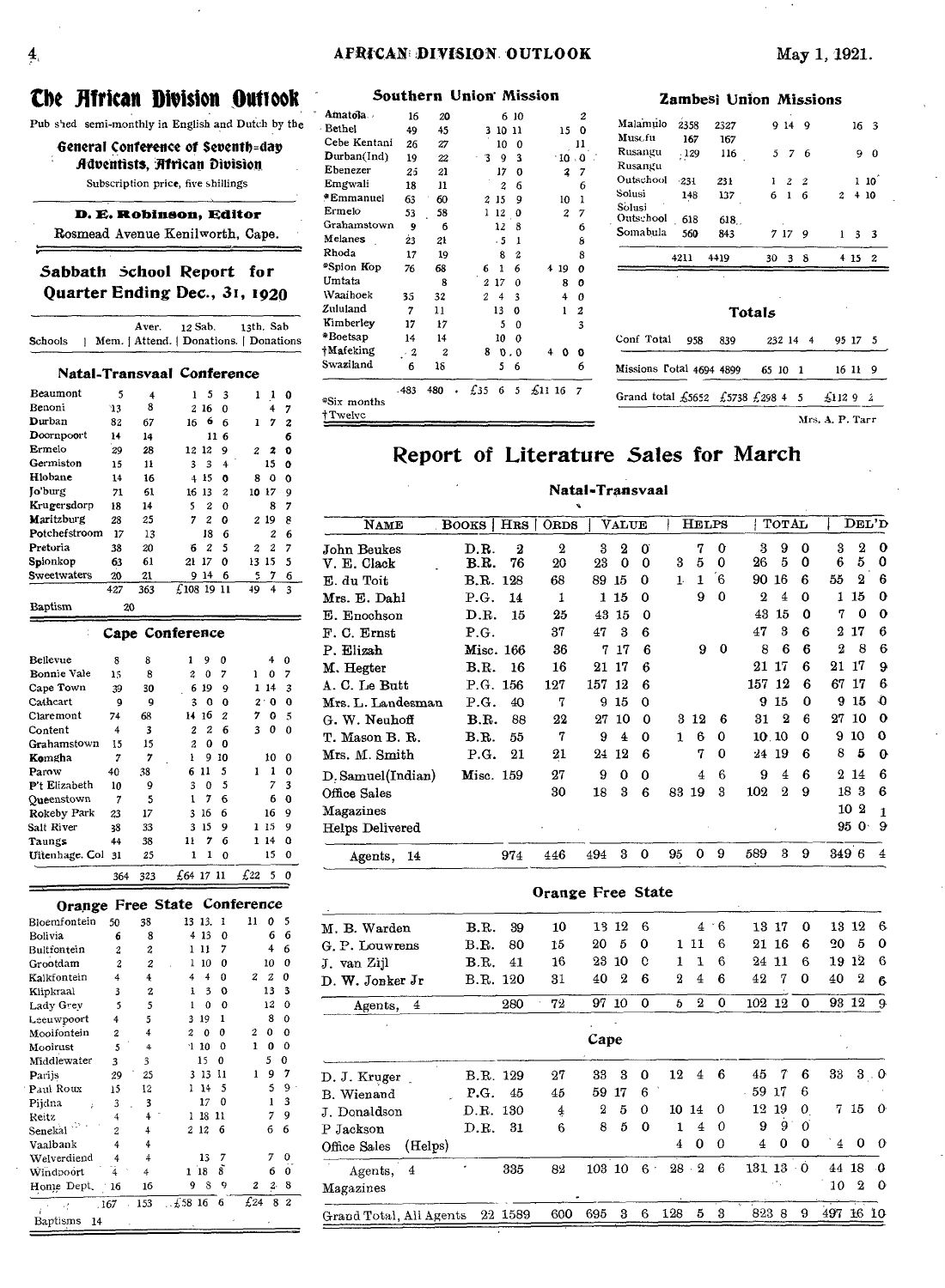# The African Division Outlook

Pub s'hed semi-monthly in English and Dutch by the

**General Conference of Seventh-day Adventists, African Division**

Subscription price, five shillings

**D. E. Robinson, Editor**

Rosmead Avenue Kenilworth, Cape.

## Sabbath School Report for Quarter Ending Dec., 31, 1920

| Schools | Mem. | Aver. Attend. | 12 Sab. Donations | 13th. Sab Donations |
|---|---|---|---|---|

### Natal-Transvaal Conference

| | | | | |
|---|---|---|---|---|
| Beaumont | 5 | 4 | 1 5 3 | 1 1 0 |
| Benoni | 13 | 8 | 2 16 0 | 4 7 |
| Durban | 82 | 67 | 16 6 6 | 1 7 2 |
| Doornpoort | 14 | 14 | 11 6 | 6 |
| Ermelo | 29 | 28 | 12 12 9 | 2 2 0 |
| Germiston | 15 | 11 | 3 3 4 | 15 0 |
| Hlobane | 14 | 16 | 4 15 0 | 8 0 0 |
| Jo'burg | 71 | 61 | 16 13 2 | 10 17 9 |
| Krugersdorp | 18 | 14 | 5 2 0 | 8 7 |
| Maritzburg | 28 | 25 | 7 2 0 | 2 19 8 |
| Potchefstroom | 17 | 13 | 18 6 | 2 6 |
| Pretoria | 38 | 20 | 6 2 5 | 2 2 7 |
| Spionkop | 63 | 61 | 21 17 0 | 13 15 5 |
| Sweetwaters | 20 | 21 | 9 14 6 | 5 7 6 |
| | 427 | 363 | £108 19 11 | 49 4 3 |
| Baptism | 20 | | | |

### Cape Conference

| | | | | |
|---|---|---|---|---|
| Bellevue | 8 | 8 | 1 9 0 | 4 0 |
| Bonnie Vale | 15 | 8 | 2 0 7 | 1 0 7 |
| Cape Town | 39 | 30 | 6 19 9 | 1 14 3 |
| Cathcart | 9 | 9 | 3 0 0 | 2 0 0 |
| Claremont | 74 | 68 | 14 16 2 | 7 0 5 |
| Content | 4 | 3 | 2 2 6 | 3 0 0 |
| Grahamstown | 15 | 15 | 2 0 0 | |
| Komgha | 7 | 7 | 1 9 10 | 10 0 |
| Parow | 40 | 38 | 6 11 5 | 1 1 0 |
| P't Elizabeth | 10 | 9 | 3 0 5 | 7 3 |
| Queenstown | 7 | 5 | 1 7 6 | 6 0 |
| Rokeby Park | 23 | 17 | 3 16 6 | 16 9 |
| Salt River | 38 | 33 | 3 15 9 | 1 15 9 |
| Taungs | 44 | 38 | 11 7 6 | 1 14 0 |
| Uitenhage. Col | 31 | 25 | 1 1 0 | 15 0 |
| | 364 | 323 | £64 17 11 | £22 5 0 |

### Orange Free State Conference

| | | | | |
|---|---|---|---|---|
| Bloemfontein | 50 | 38 | 13 13 1 | 11 0 5 |
| Bolivia | 6 | 8 | 4 13 0 | 6 6 |
| Bultfontein | 2 | 2 | 1 11 7 | 4 6 |
| Grootdam | 2 | 2 | 1 10 0 | 10 0 |
| Kalkfontein | 4 | 4 | 4 4 0 | 2 2 0 |
| Klipkraal | 3 | 2 | 1 3 0 | 13 3 |
| Lady Grey | 5 | 5 | 1 0 0 | 12 0 |
| Leeuwpoort | 4 | 5 | 3 19 1 | 8 0 |
| Mooifontein | 2 | 4 | 2 0 0 | 2 0 0 |
| Mooirust | 5 | 4 | 1 10 0 | 1 0 0 |
| Middlewater | 3 | 3 | 15 0 | 5 0 |
| Parijs | 29 | 25 | 3 13 11 | 1 9 7 |
| Paul Roux | 15 | 12 | 1 14 5 | 5 9 |
| Pijdna | 3 | 3 | 17 0 | 1 3 |
| Reitz | 4 | 4 | 1 18 11 | 7 9 |
| Senekal | 2 | 4 | 2 12 6 | 6 6 |
| Vaalbank | 4 | 4 | | |
| Welverdiend | 4 | 4 | 13 7 | 7 0 |
| Windpoort | 4 | 4 | 1 18 8 | 6 0 |
| Home Dept. | 16 | 16 | 9 8 9 | 2 2 8 |
| | 167 | 153 | £58 16 6 | £24 8 2 |
| Baptisms 14 | | | | |

### Southern Union Mission

| | | | | |
|---|---|---|---|---|
| Amatola | 16 | 20 | 6 10 | 2 |
| Bethel | 49 | 45 | 3 10 11 | 15 0 |
| Cebe Kentani | 26 | 27 | 10 0 | 11 |
| Durban(Ind) | 19 | 22 | 3 9 3 | 10 0 |
| Ebenezer | 25 | 21 | 17 0 | 3 7 |
| Emgwali | 18 | 11 | 2 6 | 6 |
| *Emmanuel | 63 | 60 | 2 15 9 | 10 1 |
| Ermelo | 53 | 58 | 1 12 0 | 2 7 |
| Grahamstown | 9 | 6 | 12 8 | 6 |
| Melanes | 23 | 21 | 5 1 | 8 |
| Rhoda | 17 | 19 | 8 2 | 8 |
| *Spion Kop | 76 | 68 | 6 1 6 | 4 19 0 |
| Umtata | | 8 | 2 17 0 | 8 0 |
| Waaihoek | 35 | 32 | 2 4 3 | 4 0 |
| Zululand | 7 | 11 | 13 0 | 1 2 |
| Kimberley | 17 | 17 | 5 0 | 3 |
| *Boetsap | 14 | 14 | 10 0 | |
| †Mafeking | 2 | 2 | 8 0 0 | 4 0 0 |
| Swaziland | 6 | 16 | 5 6 | 6 |
| | 483 | 480 | £35 6 5 | £11 16 7 |

*Six months
†Twelve

### Zambesi Union Missions

| | | | | |
|---|---|---|---|---|
| Malamulo | 2358 | 2327 | 9 14 9 | 16 3 |
| Musofu | 167 | 167 | | |
| Rusangu | 129 | 116 | 5 7 6 | 9 0 |
| Rusangu Outschool | 231 | 231 | 1 2 2 | 1 10 |
| Solusi | 148 | 137 | 6 1 6 | 2 4 10 |
| Solusi Outschool | 618 | 618 | | |
| Somabula | 560 | 843 | 7 17 9 | 1 3 3 |
| | 4211 | 4419 | 30 3 8 | 4 15 2 |

### Totals

| | | | | |
|---|---|---|---|---|
| Conf Total | 958 | 839 | 232 14 4 | 95 17 5 |
| Missions Total | 4694 | 4899 | 65 10 1 | 16 11 9 |
| Grand total | £5652 | £5738 | £298 4 5 | £112 9 2 |

Mrs. A. P. Tarr

## Report of Literature Sales for March

### Natal-Transvaal

| NAME | BOOKS | HRS | ORDS | VALUE | HELPS | TOTAL | DEL'D |
|---|---|---|---|---|---|---|---|
| John Beukes | D.R. | 2 | 2 | 3 2 0 | 7 0 | 3 9 0 | 3 2 0 |
| V. E. Clack | B.R. | 76 | 20 | 23 0 0 | 3 5 0 | 26 5 0 | 6 5 0 |
| E. du Toit | B.R. | 128 | 68 | 89 15 0 | 1 1 6 | 90 16 6 | 55 2 6 |
| Mrs. E. Dahl | P.G. | 14 | 1 | 1 15 0 | 9 0 | 2 4 0 | 1 15 0 |
| E. Enochson | D.R. | 15 | 25 | 43 15 0 | | 43 15 0 | 7 0 0 |
| F. C. Ernst | P.G. | | 37 | 47 3 6 | | 47 3 6 | 2 17 6 |
| P. Elizah | Misc. | 166 | 36 | 7 17 6 | 9 0 | 8 6 6 | 2 8 6 |
| M. Hegter | B.R. | 16 | 16 | 21 17 6 | | 21 17 6 | 21 17 9 |
| A. C. Le Butt | P.G. | 156 | 127 | 157 12 6 | | 157 12 6 | 67 17 6 |
| Mrs. L. Landesman | P.G. | 40 | 7 | 9 15 0 | | 9 15 0 | 9 15 0 |
| G. W. Neuhoff | B.R. | 88 | 22 | 27 10 0 | 3 12 6 | 31 2 6 | 27 10 0 |
| T. Mason B. R. | B.R. | 55 | 7 | 9 4 0 | 1 6 0 | 10 10 0 | 9 10 0 |
| Mrs. M. Smith | P.G. | 21 | 21 | 24 12 6 | 7 0 | 24 19 6 | 8 5 0 |
| D. Samuel(Indian) | Misc. | 159 | 27 | 9 0 0 | 4 6 | 9 4 6 | 2 14 6 |
| Office Sales | | | 30 | 18 3 6 | 83 19 3 | 102 2 9 | 18 3 6 |
| Magazines | | | | | | | 10 2 1 |
| Helps Delivered | | | | | | | 95 0 9 |
| Agents, 14 | | 974 | 446 | 494 3 0 | 95 0 9 | 589 3 9 | 349 6 4 |

### Orange Free State

| NAME | BOOKS | HRS | ORDS | VALUE | HELPS | TOTAL | DEL'D |
|---|---|---|---|---|---|---|---|
| M. B. Warden | B.R. | 39 | 10 | 13 12 6 | 4 6 | 13 17 0 | 13 12 6 |
| G. P. Louwrens | B.R. | 80 | 15 | 20 5 0 | 1 11 6 | 21 16 6 | 20 5 0 |
| J. van Zijl | B.R. | 41 | 16 | 23 10 0 | 1 1 6 | 24 11 6 | 19 12 6 |
| D. W. Jonker Jr | B.R. | 120 | 31 | 40 2 6 | 2 4 6 | 42 7 0 | 40 2 6 |
| Agents, 4 | | 280 | 72 | 97 10 0 | 5 2 0 | 102 12 0 | 93 12 9 |

### Cape

| NAME | BOOKS | HRS | ORDS | VALUE | HELPS | TOTAL | DEL'D |
|---|---|---|---|---|---|---|---|
| D. J. Kruger | B.R. | 129 | 27 | 33 3 0 | 12 4 6 | 45 7 6 | 33 3 0 |
| B. Wienand | P.G. | 45 | 45 | 59 17 6 | | 59 17 6 | |
| J. Donaldson | D.R. | 130 | 4 | 2 5 0 | 10 14 0 | 12 19 0 | 7 15 0 |
| P Jackson | D.R. | 31 | 6 | 8 5 0 | 1 4 0 | 9 9 0 | |
| Office Sales (Helps) | | | | | 4 0 0 | 4 0 0 | 4 0 0 |
| Agents, 4 | | 335 | 82 | 103 10 6 | 28 2 6 | 131 13 0 | 44 18 0 |
| Magazines | | | | | | | 10 2 0 |
| Grand Total, All Agents | 22 | 1589 | 600 | 695 3 6 | 128 5 3 | 823 8 9 | 497 16 10 |